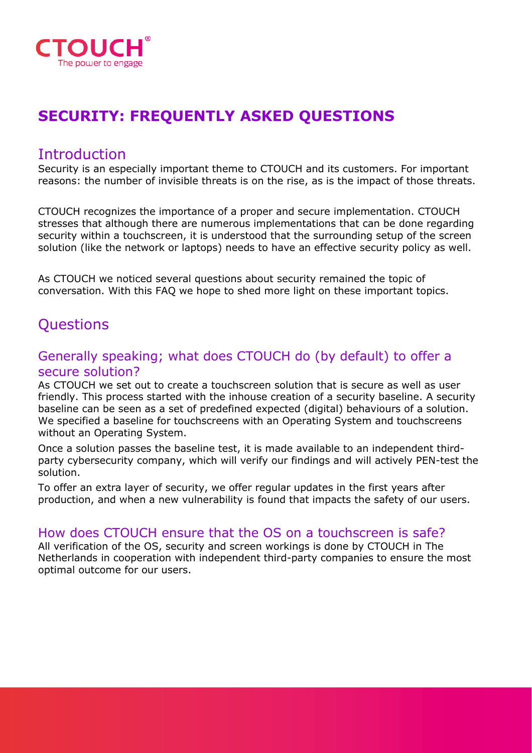# SECURITY: FREQUENTLY ASKED QUESTIONS

## Introduction

Security is an especially important theme to CTOUCH and its customers. For important reasons: the number of invisible threats is on the rise, as is the impact of those threats.

CTOUCH recognizes the importance of a proper and secure implementation. CTOUCH stresses that although there are numerous implementations that can be done regarding security within a touchscreen, it is understood that the surrounding setup of the screen solution (like the network or laptops) needs to have an effective security policy as well.

As CTOUCH we noticed several questions about security remained the topic of conversation. With this FAQ we hope to shed more light on these important topics.

## Questions

### Generally speaking; what does CTOUCH do (by default) to offer a secure solution?

As CTOUCH we set out to create a touchscreen solution that is secure as well as user friendly. This process started with the inhouse creation of a security baseline. A security baseline can be seen as a set of predefined expected (digital) behaviours of a solution. We specified a baseline for touchscreens with an Operating System and touchscreens without an Operating System.

Once a solution passes the baseline test, it is made available to an independent third-party cybersecurity company, which will verify our findings and will actively PEN-test the solution.

To offer an extra layer of security, we offer regular updates in the first years after production, and when a new vulnerability is found that impacts the safety of our users.

### How does CTOUCH ensure that the OS on a touchscreen is safe?

All verification of the OS, security and screen workings is done by CTOUCH in The Netherlands in cooperation with independent third-party companies to ensure the most optimal outcome for our users.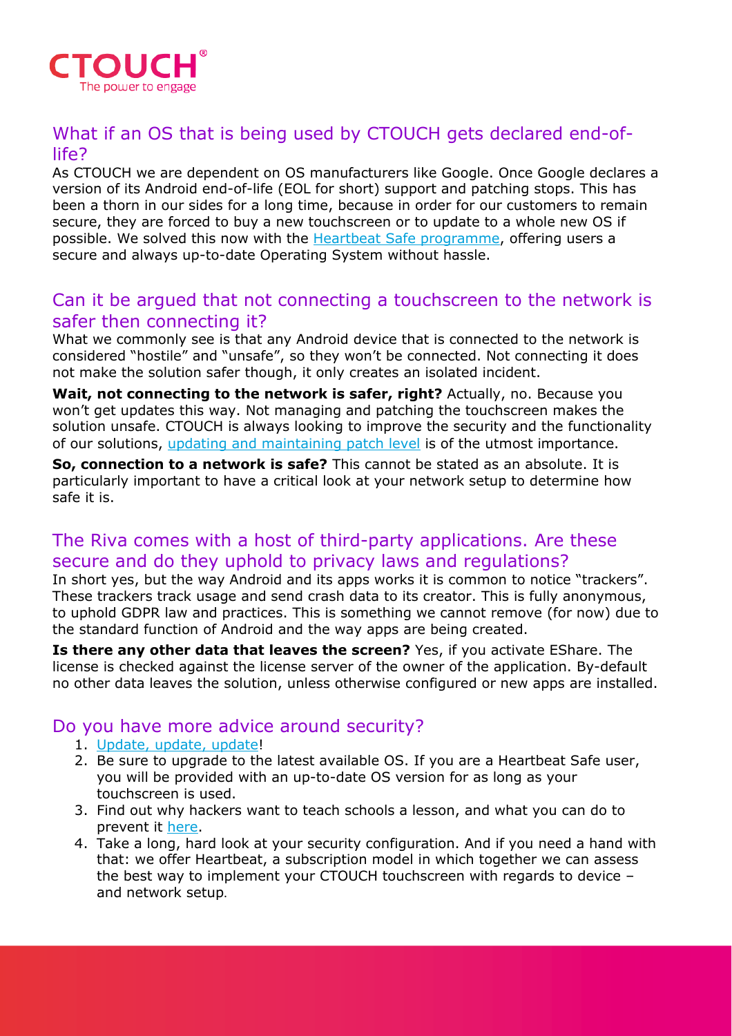## What if an OS that is being used by CTOUCH gets declared end-of-life?

As CTOUCH we are dependent on OS manufacturers like Google. Once Google declares a version of its Android end-of-life (EOL for short) support and patching stops. This has been a thorn in our sides for a long time, because in order for our customers to remain secure, they are forced to buy a new touchscreen or to update to a whole new OS if possible. We solved this now with the Heartbeat Safe programme, offering users a secure and always up-to-date Operating System without hassle.

## Can it be argued that not connecting a touchscreen to the network is safer then connecting it?

What we commonly see is that any Android device that is connected to the network is considered "hostile" and "unsafe", so they won't be connected. Not connecting it does not make the solution safer though, it only creates an isolated incident.

**Wait, not connecting to the network is safer, right?** Actually, no. Because you won't get updates this way. Not managing and patching the touchscreen makes the solution unsafe. CTOUCH is always looking to improve the security and the functionality of our solutions, updating and maintaining patch level is of the utmost importance.

**So, connection to a network is safe?** This cannot be stated as an absolute. It is particularly important to have a critical look at your network setup to determine how safe it is.

## The Riva comes with a host of third-party applications. Are these secure and do they uphold to privacy laws and regulations?

In short yes, but the way Android and its apps works it is common to notice "trackers". These trackers track usage and send crash data to its creator. This is fully anonymous, to uphold GDPR law and practices. This is something we cannot remove (for now) due to the standard function of Android and the way apps are being created.

**Is there any other data that leaves the screen?** Yes, if you activate EShare. The license is checked against the license server of the owner of the application. By-default no other data leaves the solution, unless otherwise configured or new apps are installed.

## Do you have more advice around security?

1. Update, update, update!
2. Be sure to upgrade to the latest available OS. If you are a Heartbeat Safe user, you will be provided with an up-to-date OS version for as long as your touchscreen is used.
3. Find out why hackers want to teach schools a lesson, and what you can do to prevent it here.
4. Take a long, hard look at your security configuration. And if you need a hand with that: we offer Heartbeat, a subscription model in which together we can assess the best way to implement your CTOUCH touchscreen with regards to device – and network setup.